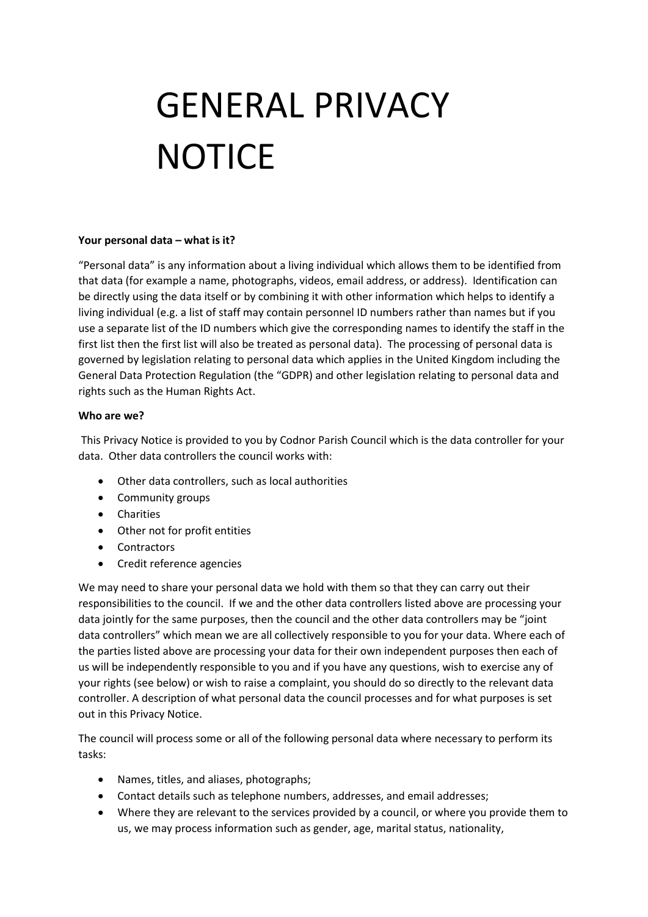# GENERAL PRIVACY NOTICE

**Your personal data – what is it?**

"Personal data" is any information about a living individual which allows them to be identified from that data (for example a name, photographs, videos, email address, or address). Identification can be directly using the data itself or by combining it with other information which helps to identify a living individual (e.g. a list of staff may contain personnel ID numbers rather than names but if you use a separate list of the ID numbers which give the corresponding names to identify the staff in the first list then the first list will also be treated as personal data). The processing of personal data is governed by legislation relating to personal data which applies in the United Kingdom including the General Data Protection Regulation (the "GDPR) and other legislation relating to personal data and rights such as the Human Rights Act.

**Who are we?**

This Privacy Notice is provided to you by Codnor Parish Council which is the data controller for your data. Other data controllers the council works with:

- Other data controllers, such as local authorities
- Community groups
- Charities
- Other not for profit entities
- Contractors
- Credit reference agencies

We may need to share your personal data we hold with them so that they can carry out their responsibilities to the council. If we and the other data controllers listed above are processing your data jointly for the same purposes, then the council and the other data controllers may be "joint data controllers" which mean we are all collectively responsible to you for your data. Where each of the parties listed above are processing your data for their own independent purposes then each of us will be independently responsible to you and if you have any questions, wish to exercise any of your rights (see below) or wish to raise a complaint, you should do so directly to the relevant data controller. A description of what personal data the council processes and for what purposes is set out in this Privacy Notice.

The council will process some or all of the following personal data where necessary to perform its tasks:

- Names, titles, and aliases, photographs;
- Contact details such as telephone numbers, addresses, and email addresses;
- Where they are relevant to the services provided by a council, or where you provide them to us, we may process information such as gender, age, marital status, nationality,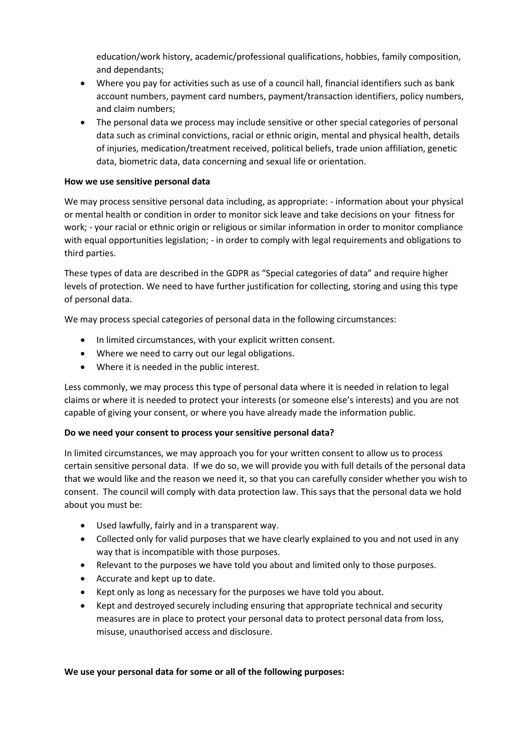education/work history, academic/professional qualifications, hobbies, family composition, and dependants;

- Where you pay for activities such as use of a council hall, financial identifiers such as bank account numbers, payment card numbers, payment/transaction identifiers, policy numbers, and claim numbers;
- The personal data we process may include sensitive or other special categories of personal data such as criminal convictions, racial or ethnic origin, mental and physical health, details of injuries, medication/treatment received, political beliefs, trade union affiliation, genetic data, biometric data, data concerning and sexual life or orientation.

**How we use sensitive personal data**

We may process sensitive personal data including, as appropriate: - information about your physical or mental health or condition in order to monitor sick leave and take decisions on your fitness for work; - your racial or ethnic origin or religious or similar information in order to monitor compliance with equal opportunities legislation; - in order to comply with legal requirements and obligations to third parties.

These types of data are described in the GDPR as "Special categories of data" and require higher levels of protection. We need to have further justification for collecting, storing and using this type of personal data.

We may process special categories of personal data in the following circumstances:

- In limited circumstances, with your explicit written consent.
- Where we need to carry out our legal obligations.
- Where it is needed in the public interest.

Less commonly, we may process this type of personal data where it is needed in relation to legal claims or where it is needed to protect your interests (or someone else's interests) and you are not capable of giving your consent, or where you have already made the information public.

**Do we need your consent to process your sensitive personal data?**

In limited circumstances, we may approach you for your written consent to allow us to process certain sensitive personal data. If we do so, we will provide you with full details of the personal data that we would like and the reason we need it, so that you can carefully consider whether you wish to consent. The council will comply with data protection law. This says that the personal data we hold about you must be:

- Used lawfully, fairly and in a transparent way.
- Collected only for valid purposes that we have clearly explained to you and not used in any way that is incompatible with those purposes.
- Relevant to the purposes we have told you about and limited only to those purposes.
- Accurate and kept up to date.
- Kept only as long as necessary for the purposes we have told you about.
- Kept and destroyed securely including ensuring that appropriate technical and security measures are in place to protect your personal data to protect personal data from loss, misuse, unauthorised access and disclosure.

**We use your personal data for some or all of the following purposes:**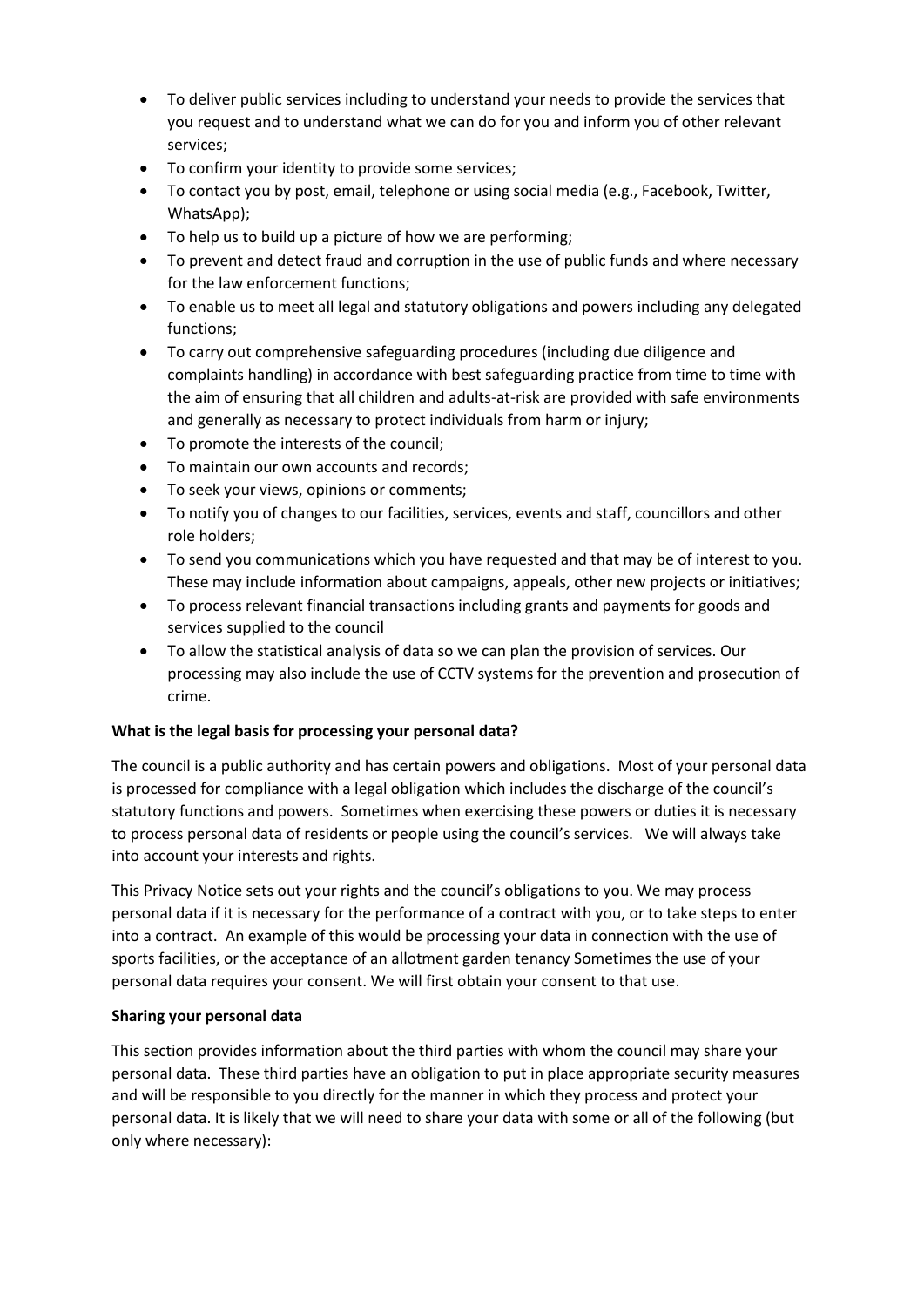- To deliver public services including to understand your needs to provide the services that you request and to understand what we can do for you and inform you of other relevant services;
- To confirm your identity to provide some services;
- To contact you by post, email, telephone or using social media (e.g., Facebook, Twitter, WhatsApp);
- To help us to build up a picture of how we are performing;
- To prevent and detect fraud and corruption in the use of public funds and where necessary for the law enforcement functions;
- To enable us to meet all legal and statutory obligations and powers including any delegated functions;
- To carry out comprehensive safeguarding procedures (including due diligence and complaints handling) in accordance with best safeguarding practice from time to time with the aim of ensuring that all children and adults-at-risk are provided with safe environments and generally as necessary to protect individuals from harm or injury;
- To promote the interests of the council;
- To maintain our own accounts and records;
- To seek your views, opinions or comments;
- To notify you of changes to our facilities, services, events and staff, councillors and other role holders;
- To send you communications which you have requested and that may be of interest to you. These may include information about campaigns, appeals, other new projects or initiatives;
- To process relevant financial transactions including grants and payments for goods and services supplied to the council
- To allow the statistical analysis of data so we can plan the provision of services. Our processing may also include the use of CCTV systems for the prevention and prosecution of crime.

**What is the legal basis for processing your personal data?**

The council is a public authority and has certain powers and obligations. Most of your personal data is processed for compliance with a legal obligation which includes the discharge of the council's statutory functions and powers. Sometimes when exercising these powers or duties it is necessary to process personal data of residents or people using the council's services. We will always take into account your interests and rights.

This Privacy Notice sets out your rights and the council's obligations to you. We may process personal data if it is necessary for the performance of a contract with you, or to take steps to enter into a contract. An example of this would be processing your data in connection with the use of sports facilities, or the acceptance of an allotment garden tenancy Sometimes the use of your personal data requires your consent. We will first obtain your consent to that use.

**Sharing your personal data**

This section provides information about the third parties with whom the council may share your personal data. These third parties have an obligation to put in place appropriate security measures and will be responsible to you directly for the manner in which they process and protect your personal data. It is likely that we will need to share your data with some or all of the following (but only where necessary):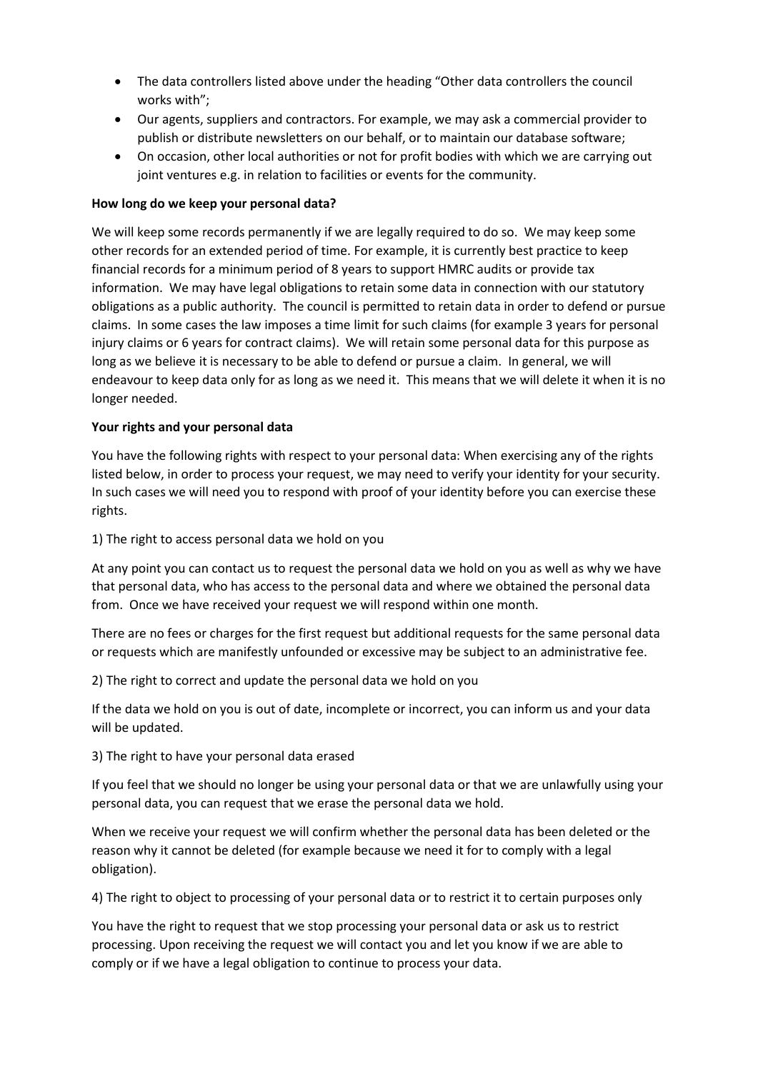- The data controllers listed above under the heading "Other data controllers the council works with";
- Our agents, suppliers and contractors. For example, we may ask a commercial provider to publish or distribute newsletters on our behalf, or to maintain our database software;
- On occasion, other local authorities or not for profit bodies with which we are carrying out joint ventures e.g. in relation to facilities or events for the community.

**How long do we keep your personal data?**

We will keep some records permanently if we are legally required to do so. We may keep some other records for an extended period of time. For example, it is currently best practice to keep financial records for a minimum period of 8 years to support HMRC audits or provide tax information. We may have legal obligations to retain some data in connection with our statutory obligations as a public authority. The council is permitted to retain data in order to defend or pursue claims. In some cases the law imposes a time limit for such claims (for example 3 years for personal injury claims or 6 years for contract claims). We will retain some personal data for this purpose as long as we believe it is necessary to be able to defend or pursue a claim. In general, we will endeavour to keep data only for as long as we need it. This means that we will delete it when it is no longer needed.

**Your rights and your personal data**

You have the following rights with respect to your personal data: When exercising any of the rights listed below, in order to process your request, we may need to verify your identity for your security. In such cases we will need you to respond with proof of your identity before you can exercise these rights.

1) The right to access personal data we hold on you

At any point you can contact us to request the personal data we hold on you as well as why we have that personal data, who has access to the personal data and where we obtained the personal data from. Once we have received your request we will respond within one month.

There are no fees or charges for the first request but additional requests for the same personal data or requests which are manifestly unfounded or excessive may be subject to an administrative fee.

2) The right to correct and update the personal data we hold on you

If the data we hold on you is out of date, incomplete or incorrect, you can inform us and your data will be updated.

3) The right to have your personal data erased

If you feel that we should no longer be using your personal data or that we are unlawfully using your personal data, you can request that we erase the personal data we hold.

When we receive your request we will confirm whether the personal data has been deleted or the reason why it cannot be deleted (for example because we need it for to comply with a legal obligation).

4) The right to object to processing of your personal data or to restrict it to certain purposes only

You have the right to request that we stop processing your personal data or ask us to restrict processing. Upon receiving the request we will contact you and let you know if we are able to comply or if we have a legal obligation to continue to process your data.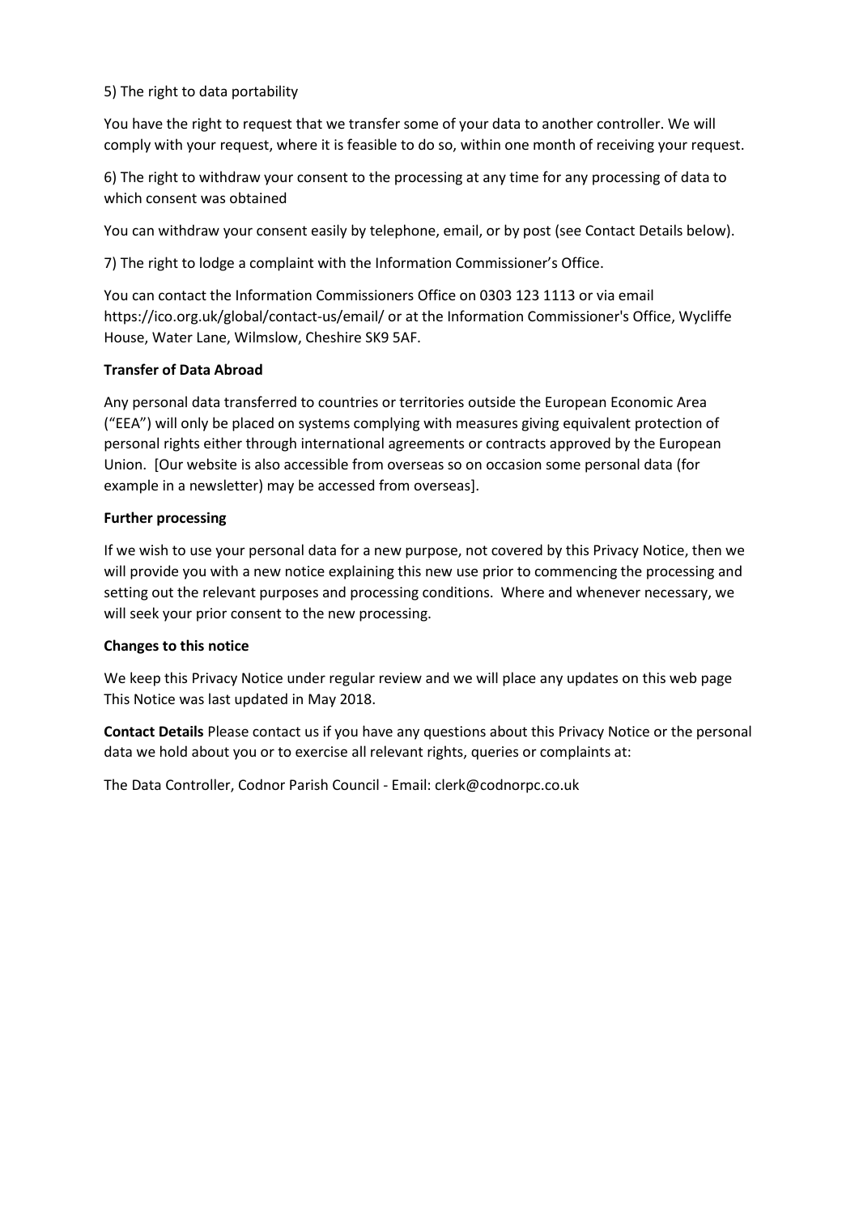5) The right to data portability

You have the right to request that we transfer some of your data to another controller. We will comply with your request, where it is feasible to do so, within one month of receiving your request.

6) The right to withdraw your consent to the processing at any time for any processing of data to which consent was obtained

You can withdraw your consent easily by telephone, email, or by post (see Contact Details below).

7) The right to lodge a complaint with the Information Commissioner's Office.

You can contact the Information Commissioners Office on 0303 123 1113 or via email https://ico.org.uk/global/contact-us/email/ or at the Information Commissioner's Office, Wycliffe House, Water Lane, Wilmslow, Cheshire SK9 5AF.

**Transfer of Data Abroad**

Any personal data transferred to countries or territories outside the European Economic Area ("EEA") will only be placed on systems complying with measures giving equivalent protection of personal rights either through international agreements or contracts approved by the European Union. [Our website is also accessible from overseas so on occasion some personal data (for example in a newsletter) may be accessed from overseas].

**Further processing**

If we wish to use your personal data for a new purpose, not covered by this Privacy Notice, then we will provide you with a new notice explaining this new use prior to commencing the processing and setting out the relevant purposes and processing conditions. Where and whenever necessary, we will seek your prior consent to the new processing.

**Changes to this notice**

We keep this Privacy Notice under regular review and we will place any updates on this web page This Notice was last updated in May 2018.

**Contact Details** Please contact us if you have any questions about this Privacy Notice or the personal data we hold about you or to exercise all relevant rights, queries or complaints at:

The Data Controller, Codnor Parish Council - Email: clerk@codnorpc.co.uk